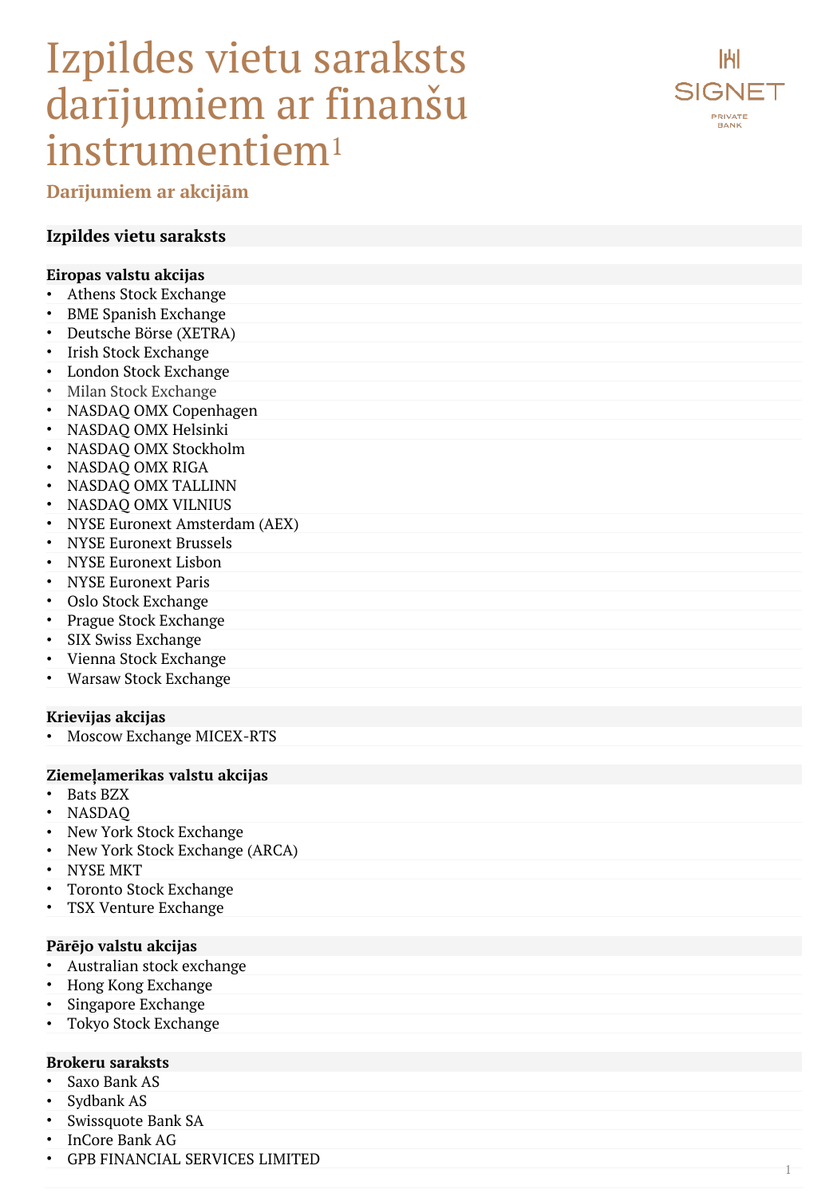# Izpildes vietu saraksts darījumiem ar finanšu instrumentiem[1]

## Darījumiem ar akcijām

### Izpildes vietu saraksts

**Eiropas valstu akcijas**

- Athens Stock Exchange
- BME Spanish Exchange
- Deutsche Börse (XETRA)
- Irish Stock Exchange
- London Stock Exchange
- Milan Stock Exchange
- NASDAQ OMX Copenhagen
- NASDAQ OMX Helsinki
- NASDAQ OMX Stockholm
- NASDAQ OMX RIGA
- NASDAQ OMX TALLINN
- NASDAQ OMX VILNIUS
- NYSE Euronext Amsterdam (AEX)
- NYSE Euronext Brussels
- NYSE Euronext Lisbon
- NYSE Euronext Paris
- Oslo Stock Exchange
- Prague Stock Exchange
- SIX Swiss Exchange
- Vienna Stock Exchange
- Warsaw Stock Exchange

**Krievijas akcijas**

- Moscow Exchange MICEX-RTS

**Ziemeļamerikas valstu akcijas**

- Bats BZX
- NASDAQ
- New York Stock Exchange
- New York Stock Exchange (ARCA)
- NYSE MKT
- Toronto Stock Exchange
- TSX Venture Exchange

**Pārējo valstu akcijas**

- Australian stock exchange
- Hong Kong Exchange
- Singapore Exchange
- Tokyo Stock Exchange

**Brokeru saraksts**

- Saxo Bank AS
- Sydbank AS
- Swissquote Bank SA
- InCore Bank AG
- GPB FINANCIAL SERVICES LIMITED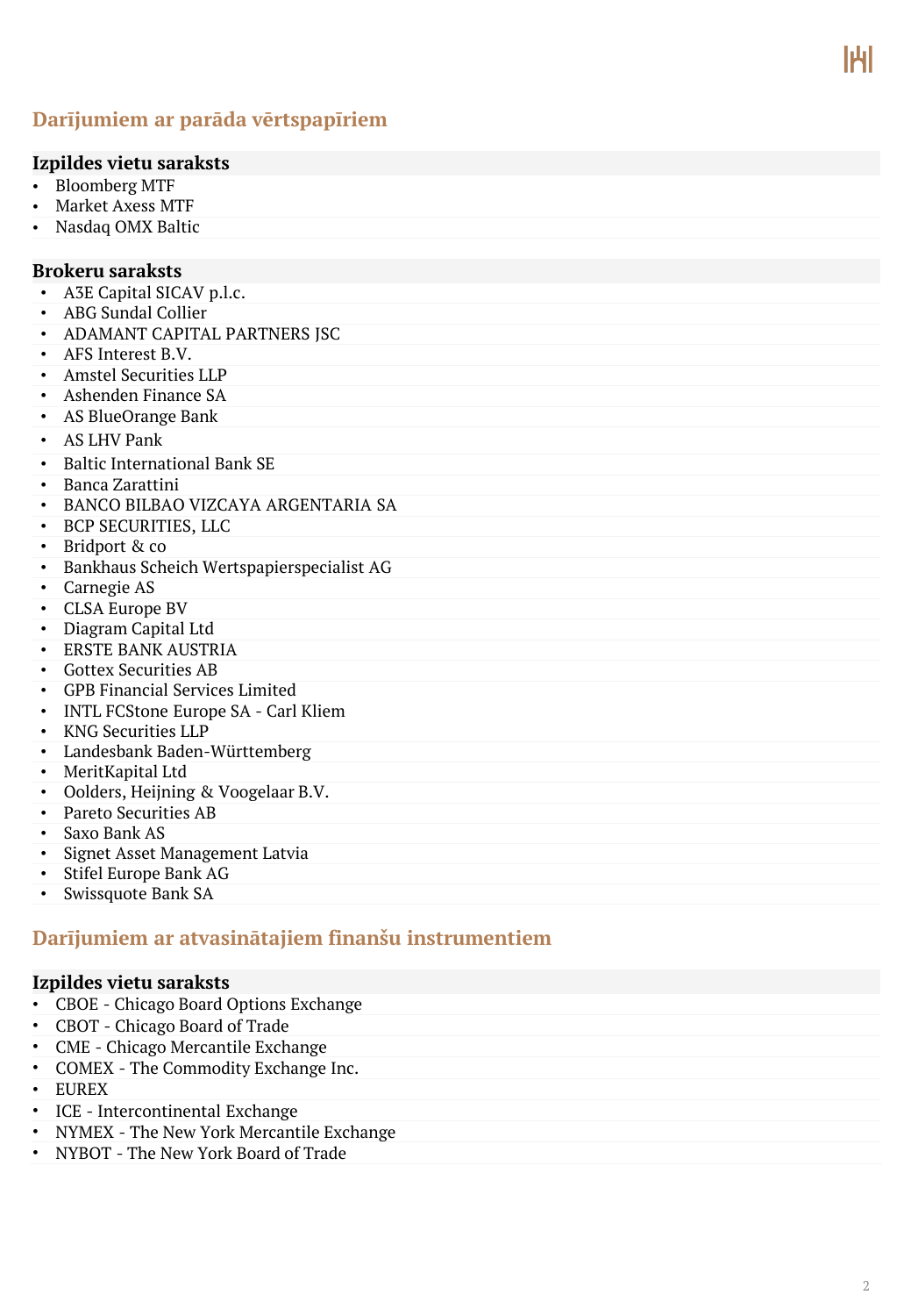## Darījumiem ar parāda vērtspapīriem

### Izpildes vietu saraksts

- Bloomberg MTF
- Market Axess MTF
- Nasdaq OMX Baltic

### Brokeru saraksts

- A3E Capital SICAV p.l.c.
- ABG Sundal Collier
- ADAMANT CAPITAL PARTNERS JSC
- AFS Interest B.V.
- Amstel Securities LLP
- Ashenden Finance SA
- AS BlueOrange Bank
- AS LHV Pank
- Baltic International Bank SE
- Banca Zarattini
- BANCO BILBAO VIZCAYA ARGENTARIA SA
- BCP SECURITIES, LLC
- Bridport & co
- Bankhaus Scheich Wertspapierspecialist AG
- Carnegie AS
- CLSA Europe BV
- Diagram Capital Ltd
- ERSTE BANK AUSTRIA
- Gottex Securities AB
- GPB Financial Services Limited
- INTL FCStone Europe SA - Carl Kliem
- KNG Securities LLP
- Landesbank Baden-Württemberg
- MeritKapital Ltd
- Oolders, Heijning & Voogelaar B.V.
- Pareto Securities AB
- Saxo Bank AS
- Signet Asset Management Latvia
- Stifel Europe Bank AG
- Swissquote Bank SA

## Darījumiem ar atvasinātajiem finanšu instrumentiem

### Izpildes vietu saraksts

- CBOE - Chicago Board Options Exchange
- CBOT - Chicago Board of Trade
- CME - Chicago Mercantile Exchange
- COMEX - The Commodity Exchange Inc.
- EUREX
- ICE - Intercontinental Exchange
- NYMEX - The New York Mercantile Exchange
- NYBOT - The New York Board of Trade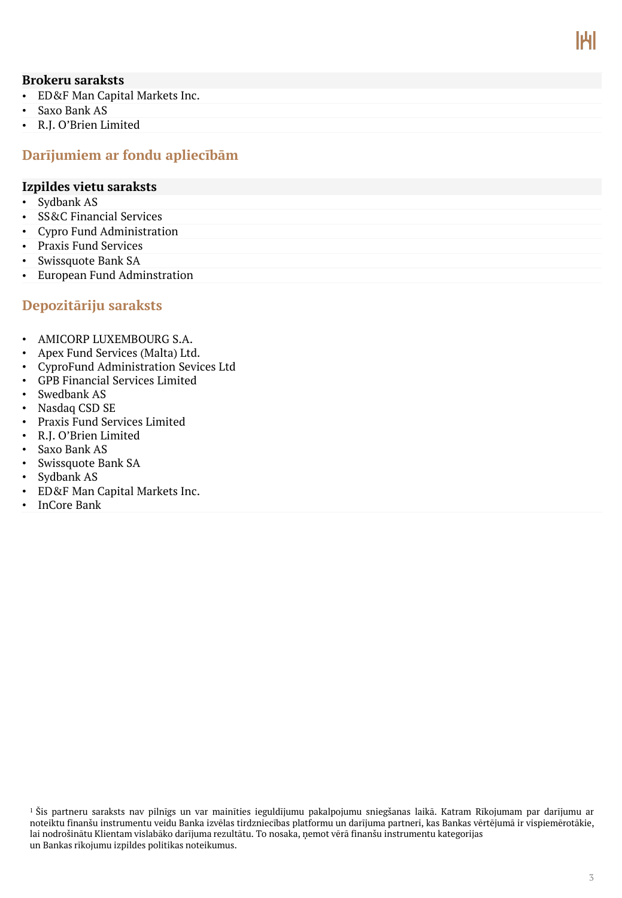**Brokeru saraksts**

- ED&F Man Capital Markets Inc.
- Saxo Bank AS
- R.J. O'Brien Limited

## Darījumiem ar fondu apliecībām

**Izpildes vietu saraksts**

- Sydbank AS
- SS&C Financial Services
- Cypro Fund Administration
- Praxis Fund Services
- Swissquote Bank SA
- European Fund Adminstration

## Depozitāriju saraksts

- AMICORP LUXEMBOURG S.A.
- Apex Fund Services (Malta) Ltd.
- CyproFund Administration Sevices Ltd
- GPB Financial Services Limited
- Swedbank AS
- Nasdaq CSD SE
- Praxis Fund Services Limited
- R.J. O'Brien Limited
- Saxo Bank AS
- Swissquote Bank SA
- Sydbank AS
- ED&F Man Capital Markets Inc.
- InCore Bank

[1] Šis partneru saraksts nav pilnīgs un var mainīties ieguldījumu pakalpojumu sniegšanas laikā. Katram Rīkojumam par darījumu ar noteiktu finanšu instrumentu veidu Banka izvēlas tirdzniecības platformu un darījuma partneri, kas Bankas vērtējumā ir vispiemērotākie, lai nodrošinātu Klientam vislabāko darījuma rezultātu. To nosaka, ņemot vērā finanšu instrumentu kategorijas un Bankas rīkojumu izpildes politikas noteikumus.